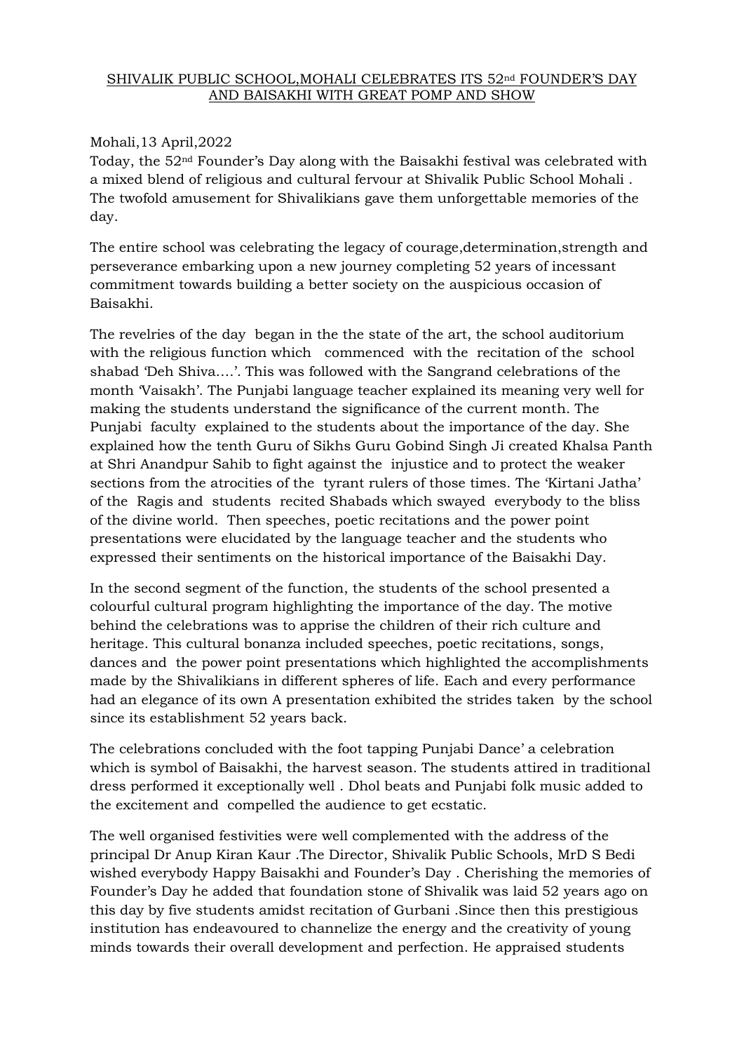# SHIVALIK PUBLIC SCHOOL,MOHALI CELEBRATES ITS 52nd FOUNDER'S DAY AND BAISAKHI WITH GREAT POMP AND SHOW

Mohali,13 April,2022

Today, the 52nd Founder's Day along with the Baisakhi festival was celebrated with a mixed blend of religious and cultural fervour at Shivalik Public School Mohali . The twofold amusement for Shivalikians gave them unforgettable memories of the day.

The entire school was celebrating the legacy of courage,determination,strength and perseverance embarking upon a new journey completing 52 years of incessant commitment towards building a better society on the auspicious occasion of Baisakhi.

The revelries of the day began in the the state of the art, the school auditorium with the religious function which commenced with the recitation of the school shabad 'Deh Shiva….'. This was followed with the Sangrand celebrations of the month 'Vaisakh'. The Punjabi language teacher explained its meaning very well for making the students understand the significance of the current month. The Punjabi faculty explained to the students about the importance of the day. She explained how the tenth Guru of Sikhs Guru Gobind Singh Ji created Khalsa Panth at Shri Anandpur Sahib to fight against the injustice and to protect the weaker sections from the atrocities of the tyrant rulers of those times. The 'Kirtani Jatha' of the Ragis and students recited Shabads which swayed everybody to the bliss of the divine world. Then speeches, poetic recitations and the power point presentations were elucidated by the language teacher and the students who expressed their sentiments on the historical importance of the Baisakhi Day.

In the second segment of the function, the students of the school presented a colourful cultural program highlighting the importance of the day. The motive behind the celebrations was to apprise the children of their rich culture and heritage. This cultural bonanza included speeches, poetic recitations, songs, dances and the power point presentations which highlighted the accomplishments made by the Shivalikians in different spheres of life. Each and every performance had an elegance of its own A presentation exhibited the strides taken by the school since its establishment 52 years back.

The celebrations concluded with the foot tapping Punjabi Dance' a celebration which is symbol of Baisakhi, the harvest season. The students attired in traditional dress performed it exceptionally well . Dhol beats and Punjabi folk music added to the excitement and compelled the audience to get ecstatic.

The well organised festivities were well complemented with the address of the principal Dr Anup Kiran Kaur .The Director, Shivalik Public Schools, MrD S Bedi wished everybody Happy Baisakhi and Founder's Day . Cherishing the memories of Founder's Day he added that foundation stone of Shivalik was laid 52 years ago on this day by five students amidst recitation of Gurbani .Since then this prestigious institution has endeavoured to channelize the energy and the creativity of young minds towards their overall development and perfection. He appraised students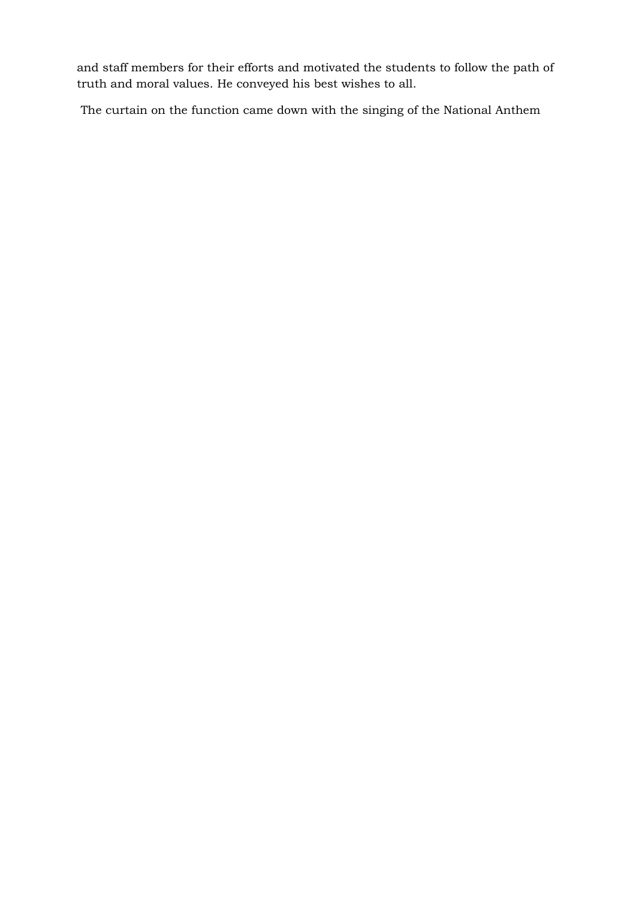and staff members for their efforts and motivated the students to follow the path of truth and moral values. He conveyed his best wishes to all.

The curtain on the function came down with the singing of the National Anthem